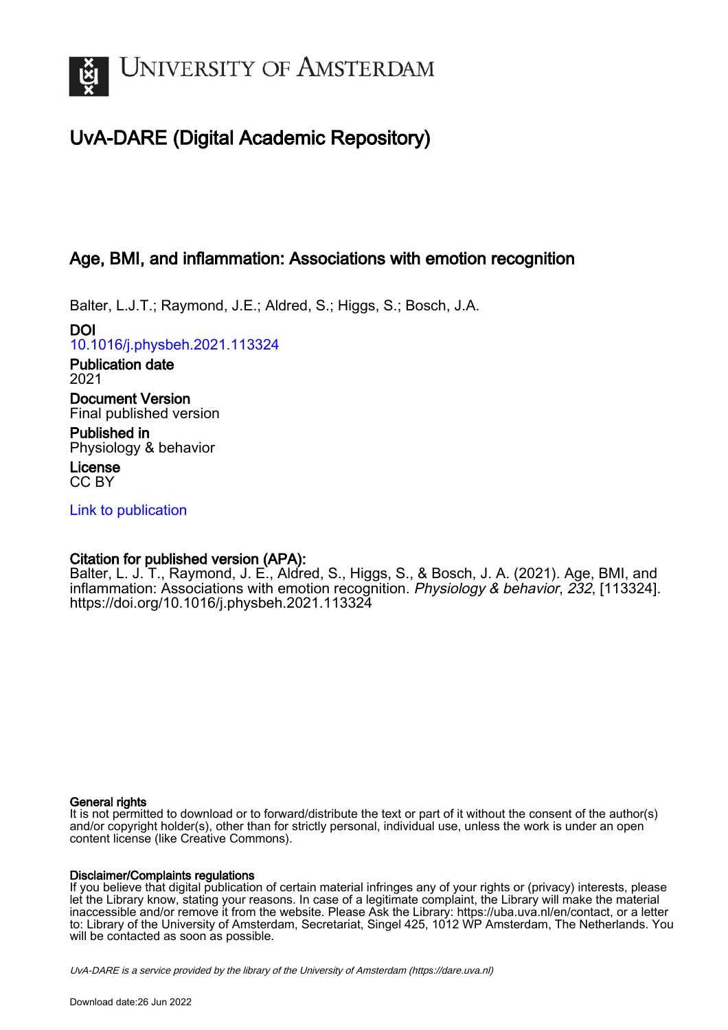# UvA-DARE (Digital Academic Repository)

## Age, BMI, and inflammation: Associations with emotion recognition

Balter, L.J.T.; Raymond, J.E.; Aldred, S.; Higgs, S.; Bosch, J.A.

**DOI**
10.1016/j.physbeh.2021.113324

**Publication date**
2021

**Document Version**
Final published version

**Published in**
Physiology & behavior

**License**
CC BY

Link to publication

**Citation for published version (APA):**
Balter, L. J. T., Raymond, J. E., Aldred, S., Higgs, S., & Bosch, J. A. (2021). Age, BMI, and inflammation: Associations with emotion recognition. *Physiology & behavior*, *232*, [113324]. https://doi.org/10.1016/j.physbeh.2021.113324

**General rights**
It is not permitted to download or to forward/distribute the text or part of it without the consent of the author(s) and/or copyright holder(s), other than for strictly personal, individual use, unless the work is under an open content license (like Creative Commons).

**Disclaimer/Complaints regulations**
If you believe that digital publication of certain material infringes any of your rights or (privacy) interests, please let the Library know, stating your reasons. In case of a legitimate complaint, the Library will make the material inaccessible and/or remove it from the website. Please Ask the Library: https://uba.uva.nl/en/contact, or a letter to: Library of the University of Amsterdam, Secretariat, Singel 425, 1012 WP Amsterdam, The Netherlands. You will be contacted as soon as possible.

UvA-DARE is a service provided by the library of the University of Amsterdam (https://dare.uva.nl)

Download date:26 Jun 2022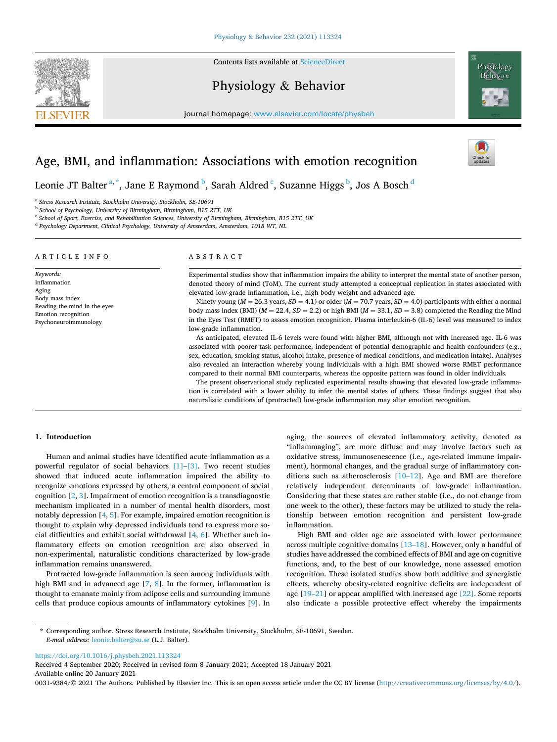# Age, BMI, and inflammation: Associations with emotion recognition

Leonie JT Balter [a,*], Jane E Raymond [b], Sarah Aldred [c], Suzanne Higgs [b], Jos A Bosch [d]

[a] Stress Research Institute, Stockholm University, Stockholm, SE-10691

[b] School of Psychology, University of Birmingham, Birmingham, B15 2TT, UK

[c] School of Sport, Exercise, and Rehabilitation Sciences, University of Birmingham, Birmingham, B15 2TT, UK

[d] Psychology Department, Clinical Psychology, University of Amsterdam, Amsterdam, 1018 WT, NL

## ARTICLE INFO

*Keywords:*
Inflammation
Aging
Body mass index
Reading the mind in the eyes
Emotion recognition
Psychoneuroimmunology

## ABSTRACT

Experimental studies show that inflammation impairs the ability to interpret the mental state of another person, denoted theory of mind (ToM). The current study attempted a conceptual replication in states associated with elevated low-grade inflammation, i.e., high body weight and advanced age.

Ninety young ($M = 26.3$ years, $SD = 4.1$) or older ($M = 70.7$ years, $SD = 4.0$) participants with either a normal body mass index (BMI) ($M = 22.4$, $SD = 2.2$) or high BMI ($M = 33.1$, $SD = 3.8$) completed the Reading the Mind in the Eyes Test (RMET) to assess emotion recognition. Plasma interleukin-6 (IL-6) level was measured to index low-grade inflammation.

As anticipated, elevated IL-6 levels were found with higher BMI, although not with increased age. IL-6 was associated with poorer task performance, independent of potential demographic and health confounders (e.g., sex, education, smoking status, alcohol intake, presence of medical conditions, and medication intake). Analyses also revealed an interaction whereby young individuals with a high BMI showed worse RMET performance compared to their normal BMI counterparts, whereas the opposite pattern was found in older individuals.

The present observational study replicated experimental results showing that elevated low-grade inflammation is correlated with a lower ability to infer the mental states of others. These findings suggest that also naturalistic conditions of (protracted) low-grade inflammation may alter emotion recognition.

## 1. Introduction

Human and animal studies have identified acute inflammation as a powerful regulator of social behaviors [1]–[3]. Two recent studies showed that induced acute inflammation impaired the ability to recognize emotions expressed by others, a central component of social cognition [2, 3]. Impairment of emotion recognition is a transdiagnostic mechanism implicated in a number of mental health disorders, most notably depression [4, 5]. For example, impaired emotion recognition is thought to explain why depressed individuals tend to express more social difficulties and exhibit social withdrawal [4, 6]. Whether such inflammatory effects on emotion recognition are also observed in non-experimental, naturalistic conditions characterized by low-grade inflammation remains unanswered.

Protracted low-grade inflammation is seen among individuals with high BMI and in advanced age [7, 8]. In the former, inflammation is thought to emanate mainly from adipose cells and surrounding immune cells that produce copious amounts of inflammatory cytokines [9]. In aging, the sources of elevated inflammatory activity, denoted as "inflammaging", are more diffuse and may involve factors such as oxidative stress, immunosenescence (i.e., age-related immune impairment), hormonal changes, and the gradual surge of inflammatory conditions such as atherosclerosis [10–12]. Age and BMI are therefore relatively independent determinants of low-grade inflammation. Considering that these states are rather stable (i.e., do not change from one week to the other), these factors may be utilized to study the relationship between emotion recognition and persistent low-grade inflammation.

High BMI and older age are associated with lower performance across multiple cognitive domains [13–18]. However, only a handful of studies have addressed the combined effects of BMI and age on cognitive functions, and, to the best of our knowledge, none assessed emotion recognition. These isolated studies show both additive and synergistic effects, whereby obesity-related cognitive deficits are independent of age [19–21] or appear amplified with increased age [22]. Some reports also indicate a possible protective effect whereby the impairments

---

\* Corresponding author. Stress Research Institute, Stockholm University, Stockholm, SE-10691, Sweden.
*E-mail address:* leonie.balter@su.se (L.J. Balter).

https://doi.org/10.1016/j.physbeh.2021.113324
Received 4 September 2020; Received in revised form 8 January 2021; Accepted 18 January 2021
Available online 20 January 2021
0031-9384/© 2021 The Authors. Published by Elsevier Inc. This is an open access article under the CC BY license (http://creativecommons.org/licenses/by/4.0/).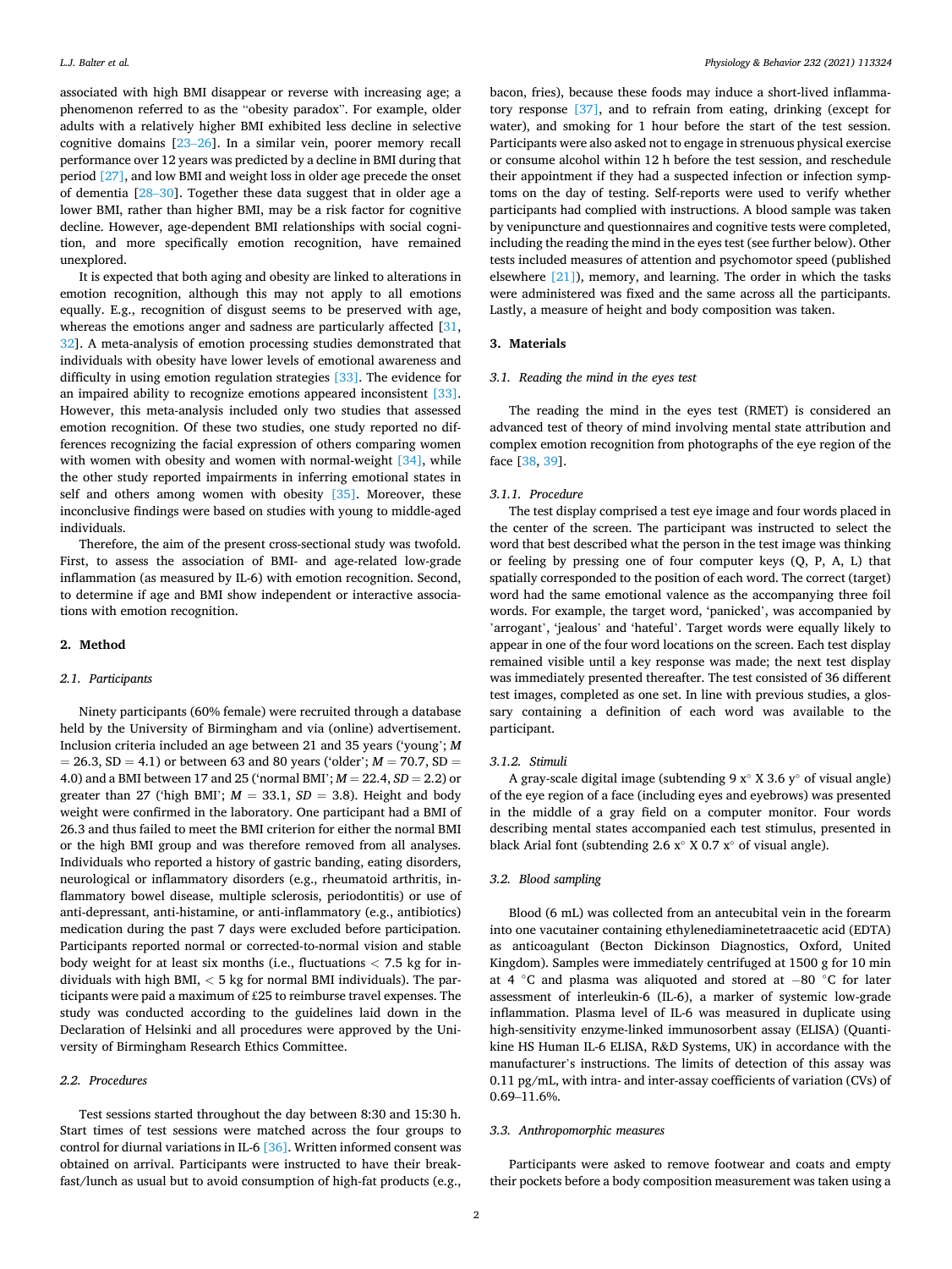associated with high BMI disappear or reverse with increasing age; a phenomenon referred to as the "obesity paradox". For example, older adults with a relatively higher BMI exhibited less decline in selective cognitive domains [23–26]. In a similar vein, poorer memory recall performance over 12 years was predicted by a decline in BMI during that period [27], and low BMI and weight loss in older age precede the onset of dementia [28–30]. Together these data suggest that in older age a lower BMI, rather than higher BMI, may be a risk factor for cognitive decline. However, age-dependent BMI relationships with social cognition, and more specifically emotion recognition, have remained unexplored.

It is expected that both aging and obesity are linked to alterations in emotion recognition, although this may not apply to all emotions equally. E.g., recognition of disgust seems to be preserved with age, whereas the emotions anger and sadness are particularly affected [31, 32]. A meta-analysis of emotion processing studies demonstrated that individuals with obesity have lower levels of emotional awareness and difficulty in using emotion regulation strategies [33]. The evidence for an impaired ability to recognize emotions appeared inconsistent [33]. However, this meta-analysis included only two studies that assessed emotion recognition. Of these two studies, one study reported no differences recognizing the facial expression of others comparing women with women with obesity and women with normal-weight [34], while the other study reported impairments in inferring emotional states in self and others among women with obesity [35]. Moreover, these inconclusive findings were based on studies with young to middle-aged individuals.

Therefore, the aim of the present cross-sectional study was twofold. First, to assess the association of BMI- and age-related low-grade inflammation (as measured by IL-6) with emotion recognition. Second, to determine if age and BMI show independent or interactive associations with emotion recognition.

## 2. Method

### 2.1. Participants

Ninety participants (60% female) were recruited through a database held by the University of Birmingham and via (online) advertisement. Inclusion criteria included an age between 21 and 35 years ('young'; *M* = 26.3, SD = 4.1) or between 63 and 80 years ('older'; *M* = 70.7, SD = 4.0) and a BMI between 17 and 25 ('normal BMI'; *M* = 22.4, *SD* = 2.2) or greater than 27 ('high BMI'; *M* = 33.1, *SD* = 3.8). Height and body weight were confirmed in the laboratory. One participant had a BMI of 26.3 and thus failed to meet the BMI criterion for either the normal BMI or the high BMI group and was therefore removed from all analyses. Individuals who reported a history of gastric banding, eating disorders, neurological or inflammatory disorders (e.g., rheumatoid arthritis, inflammatory bowel disease, multiple sclerosis, periodontitis) or use of anti-depressant, anti-histamine, or anti-inflammatory (e.g., antibiotics) medication during the past 7 days were excluded before participation. Participants reported normal or corrected-to-normal vision and stable body weight for at least six months (i.e., fluctuations < 7.5 kg for individuals with high BMI, < 5 kg for normal BMI individuals). The participants were paid a maximum of £25 to reimburse travel expenses. The study was conducted according to the guidelines laid down in the Declaration of Helsinki and all procedures were approved by the University of Birmingham Research Ethics Committee.

### 2.2. Procedures

Test sessions started throughout the day between 8:30 and 15:30 h. Start times of test sessions were matched across the four groups to control for diurnal variations in IL-6 [36]. Written informed consent was obtained on arrival. Participants were instructed to have their breakfast/lunch as usual but to avoid consumption of high-fat products (e.g., bacon, fries), because these foods may induce a short-lived inflammatory response [37], and to refrain from eating, drinking (except for water), and smoking for 1 hour before the start of the test session. Participants were also asked not to engage in strenuous physical exercise or consume alcohol within 12 h before the test session, and reschedule their appointment if they had a suspected infection or infection symptoms on the day of testing. Self-reports were used to verify whether participants had complied with instructions. A blood sample was taken by venipuncture and questionnaires and cognitive tests were completed, including the reading the mind in the eyes test (see further below). Other tests included measures of attention and psychomotor speed (published elsewhere [21]), memory, and learning. The order in which the tasks were administered was fixed and the same across all the participants. Lastly, a measure of height and body composition was taken.

## 3. Materials

### 3.1. Reading the mind in the eyes test

The reading the mind in the eyes test (RMET) is considered an advanced test of theory of mind involving mental state attribution and complex emotion recognition from photographs of the eye region of the face [38, 39].

#### 3.1.1. Procedure

The test display comprised a test eye image and four words placed in the center of the screen. The participant was instructed to select the word that best described what the person in the test image was thinking or feeling by pressing one of four computer keys (Q, P, A, L) that spatially corresponded to the position of each word. The correct (target) word had the same emotional valence as the accompanying three foil words. For example, the target word, 'panicked', was accompanied by 'arrogant', 'jealous' and 'hateful'. Target words were equally likely to appear in one of the four word locations on the screen. Each test display remained visible until a key response was made; the next test display was immediately presented thereafter. The test consisted of 36 different test images, completed as one set. In line with previous studies, a glossary containing a definition of each word was available to the participant.

#### 3.1.2. Stimuli

A gray-scale digital image (subtending 9 x° X 3.6 y° of visual angle) of the eye region of a face (including eyes and eyebrows) was presented in the middle of a gray field on a computer monitor. Four words describing mental states accompanied each test stimulus, presented in black Arial font (subtending 2.6 x° X 0.7 x° of visual angle).

### 3.2. Blood sampling

Blood (6 mL) was collected from an antecubital vein in the forearm into one vacutainer containing ethylenediaminetetraacetic acid (EDTA) as anticoagulant (Becton Dickinson Diagnostics, Oxford, United Kingdom). Samples were immediately centrifuged at 1500 g for 10 min at 4 °C and plasma was aliquoted and stored at −80 °C for later assessment of interleukin-6 (IL-6), a marker of systemic low-grade inflammation. Plasma level of IL-6 was measured in duplicate using high-sensitivity enzyme-linked immunosorbent assay (ELISA) (Quantikine HS Human IL-6 ELISA, R&D Systems, UK) in accordance with the manufacturer's instructions. The limits of detection of this assay was 0.11 pg/mL, with intra- and inter-assay coefficients of variation (CVs) of 0.69–11.6%.

### 3.3. Anthropomorphic measures

Participants were asked to remove footwear and coats and empty their pockets before a body composition measurement was taken using a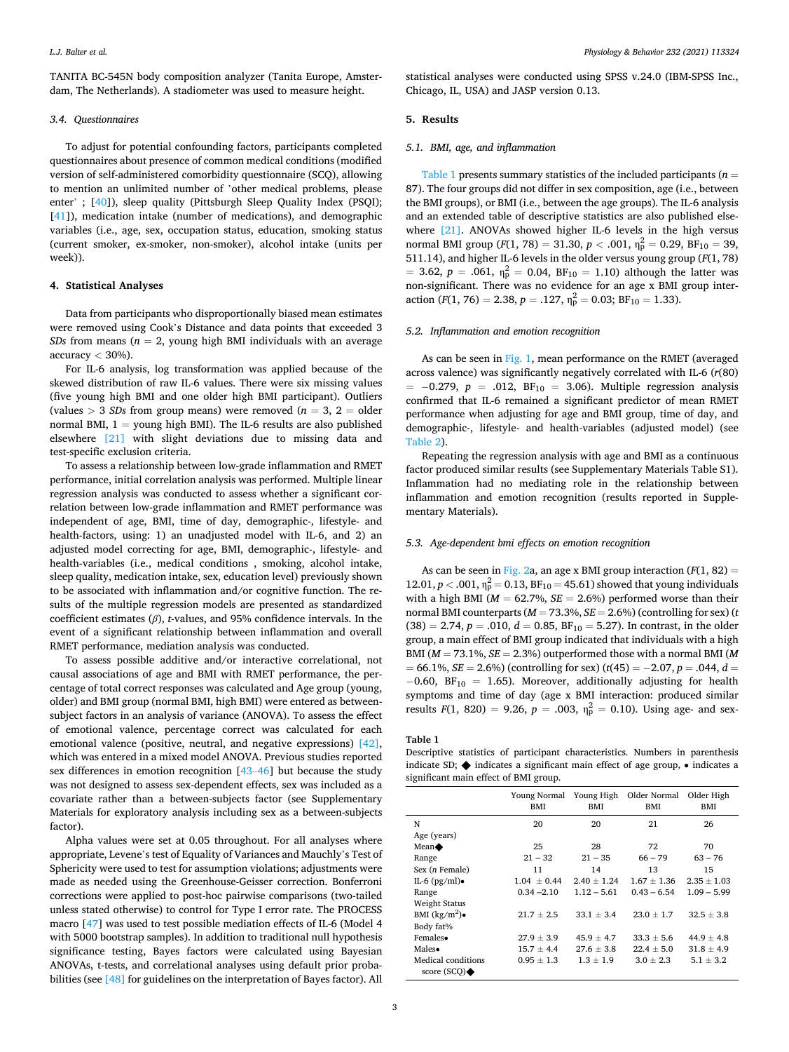TANITA BC-545N body composition analyzer (Tanita Europe, Amsterdam, The Netherlands). A stadiometer was used to measure height.

### 3.4. Questionnaires

To adjust for potential confounding factors, participants completed questionnaires about presence of common medical conditions (modified version of self-administered comorbidity questionnaire (SCQ), allowing to mention an unlimited number of 'other medical problems, please enter' ; [40]), sleep quality (Pittsburgh Sleep Quality Index (PSQI); [41]), medication intake (number of medications), and demographic variables (i.e., age, sex, occupation status, education, smoking status (current smoker, ex-smoker, non-smoker), alcohol intake (units per week)).

## 4. Statistical Analyses

Data from participants who disproportionally biased mean estimates were removed using Cook's Distance and data points that exceeded 3 *SDs* from means ($n = 2$, young high BMI individuals with an average accuracy < 30%).

For IL-6 analysis, log transformation was applied because of the skewed distribution of raw IL-6 values. There were six missing values (five young high BMI and one older high BMI participant). Outliers (values > 3 *SDs* from group means) were removed ($n = 3$, 2 = older normal BMI, 1 = young high BMI). The IL-6 results are also published elsewhere [21] with slight deviations due to missing data and test-specific exclusion criteria.

To assess a relationship between low-grade inflammation and RMET performance, initial correlation analysis was performed. Multiple linear regression analysis was conducted to assess whether a significant correlation between low-grade inflammation and RMET performance was independent of age, BMI, time of day, demographic-, lifestyle- and health-factors, using: 1) an unadjusted model with IL-6, and 2) an adjusted model correcting for age, BMI, demographic-, lifestyle- and health-variables (i.e., medical conditions , smoking, alcohol intake, sleep quality, medication intake, sex, education level) previously shown to be associated with inflammation and/or cognitive function. The results of the multiple regression models are presented as standardized coefficient estimates ($\beta$), *t*-values, and 95% confidence intervals. In the event of a significant relationship between inflammation and overall RMET performance, mediation analysis was conducted.

To assess possible additive and/or interactive correlational, not causal associations of age and BMI with RMET performance, the percentage of total correct responses was calculated and Age group (young, older) and BMI group (normal BMI, high BMI) were entered as between-subject factors in an analysis of variance (ANOVA). To assess the effect of emotional valence, percentage correct was calculated for each emotional valence (positive, neutral, and negative expressions) [42], which was entered in a mixed model ANOVA. Previous studies reported sex differences in emotion recognition [43–46] but because the study was not designed to assess sex-dependent effects, sex was included as a covariate rather than a between-subjects factor (see Supplementary Materials for exploratory analysis including sex as a between-subjects factor).

Alpha values were set at 0.05 throughout. For all analyses where appropriate, Levene's test of Equality of Variances and Mauchly's Test of Sphericity were used to test for assumption violations; adjustments were made as needed using the Greenhouse-Geisser correction. Bonferroni corrections were applied to post-hoc pairwise comparisons (two-tailed unless stated otherwise) to control for Type I error rate. The PROCESS macro [47] was used to test possible mediation effects of IL-6 (Model 4 with 5000 bootstrap samples). In addition to traditional null hypothesis significance testing, Bayes factors were calculated using Bayesian ANOVAs, t-tests, and correlational analyses using default prior probabilities (see [48] for guidelines on the interpretation of Bayes factor). All statistical analyses were conducted using SPSS v.24.0 (IBM-SPSS Inc., Chicago, IL, USA) and JASP version 0.13.

## 5. Results

### 5.1. BMI, age, and inflammation

Table 1 presents summary statistics of the included participants ($n = 87$). The four groups did not differ in sex composition, age (i.e., between the BMI groups), or BMI (i.e., between the age groups). The IL-6 analysis and an extended table of descriptive statistics are also published elsewhere [21]. ANOVAs showed higher IL-6 levels in the high versus normal BMI group ($F(1, 78) = 31.30$, $p < .001$, $\eta^2_p = 0.29$, $BF_{10} = 39,511.14$), and higher IL-6 levels in the older versus young group ($F(1, 78) = 3.62$, $p = .061$, $\eta^2_p = 0.04$, $BF_{10} = 1.10$) although the latter was non-significant. There was no evidence for an age x BMI group interaction ($F(1, 76) = 2.38$, $p = .127$, $\eta^2_p = 0.03$; $BF_{10} = 1.33$).

### 5.2. Inflammation and emotion recognition

As can be seen in Fig. 1, mean performance on the RMET (averaged across valence) was significantly negatively correlated with IL-6 ($r(80) = -0.279$, $p = .012$, $BF_{10} = 3.06$). Multiple regression analysis confirmed that IL-6 remained a significant predictor of mean RMET performance when adjusting for age and BMI group, time of day, and demographic-, lifestyle- and health-variables (adjusted model) (see Table 2).

Repeating the regression analysis with age and BMI as a continuous factor produced similar results (see Supplementary Materials Table S1). Inflammation had no mediating role in the relationship between inflammation and emotion recognition (results reported in Supplementary Materials).

### 5.3. Age-dependent bmi effects on emotion recognition

As can be seen in Fig. 2a, an age x BMI group interaction ($F(1, 82) = 12.01$, $p < .001$, $\eta^2_p = 0.13$, $BF_{10} = 45.61$) showed that young individuals with a high BMI ($M = 62.7\%$, $SE = 2.6\%$) performed worse than their normal BMI counterparts ($M = 73.3\%$, $SE = 2.6\%$) (controlling for sex) ($t(38) = 2.74$, $p = .010$, $d = 0.85$, $BF_{10} = 5.27$). In contrast, in the older group, a main effect of BMI group indicated that individuals with a high BMI ($M = 73.1\%$, $SE = 2.3\%$) outperformed those with a normal BMI ($M = 66.1\%$, $SE = 2.6\%$) (controlling for sex) ($t(45) = -2.07$, $p = .044$, $d = -0.60$, $BF_{10} = 1.65$). Moreover, additionally adjusting for health symptoms and time of day (age x BMI interaction: produced similar results $F(1, 820) = 9.26$, $p = .003$, $\eta^2_p = 0.10$). Using age- and sex-

**Table 1**
Descriptive statistics of participant characteristics. Numbers in parenthesis indicate SD; ◆ indicates a significant main effect of age group, • indicates a significant main effect of BMI group.

| | Young Normal BMI | Young High BMI | Older Normal BMI | Older High BMI |
|---|---|---|---|---|
| N | 20 | 20 | 21 | 26 |
| Age (years) | | | | |
| Mean◆ | 25 | 28 | 72 | 70 |
| Range | 21 – 32 | 21 – 35 | 66 – 79 | 63 – 76 |
| Sex (*n* Female) | 11 | 14 | 13 | 15 |
| IL-6 (pg/ml)• | 1.04 ± 0.44 | 2.40 ± 1.24 | 1.67 ± 1.36 | 2.35 ± 1.03 |
| Range | 0.34 –2.10 | 1.12 – 5.61 | 0.43 – 6.54 | 1.09 – 5.99 |
| Weight Status | | | | |
| BMI (kg/m$^2$)• | 21.7 ± 2.5 | 33.1 ± 3.4 | 23.0 ± 1.7 | 32.5 ± 3.8 |
| Body fat% | | | | |
| Females• | 27.9 ± 3.9 | 45.9 ± 4.7 | 33.3 ± 5.6 | 44.9 ± 4.8 |
| Males• | 15.7 ± 4.4 | 27.6 ± 3.8 | 22.4 ± 5.0 | 31.8 ± 4.9 |
| Medical conditions score (SCQ)◆ | 0.95 ± 1.3 | 1.3 ± 1.9 | 3.0 ± 2.3 | 5.1 ± 3.2 |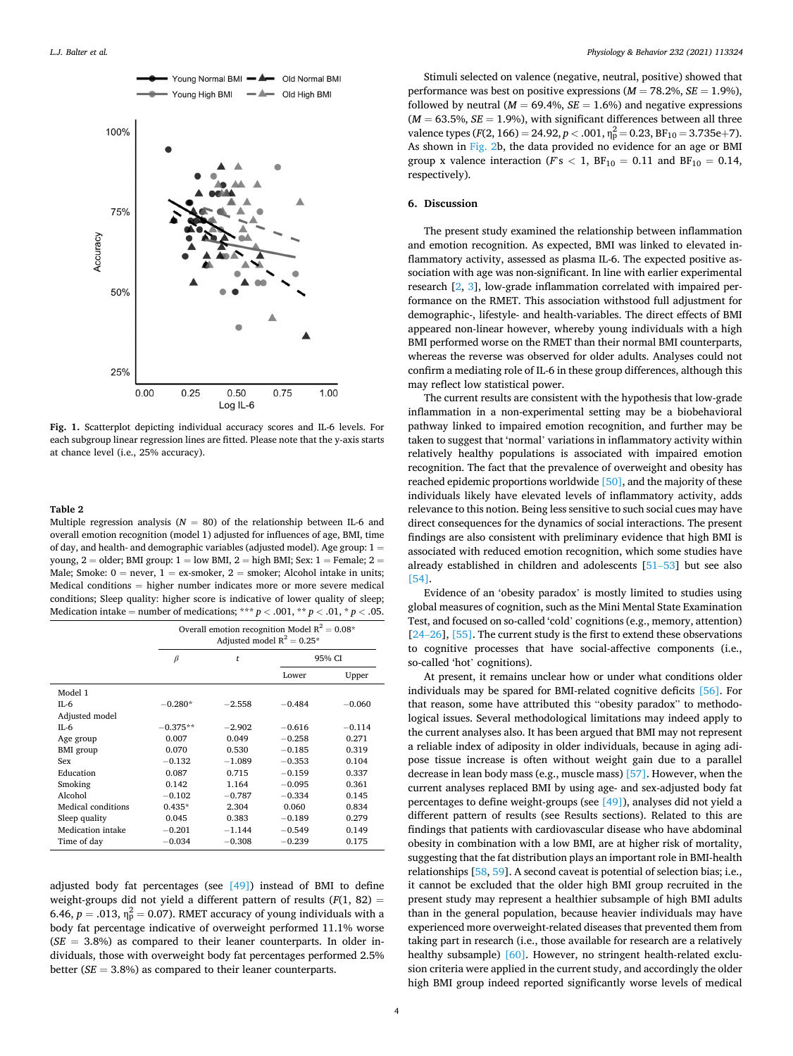Fig. 1. Scatterplot depicting individual accuracy scores and IL-6 levels. For each subgroup linear regression lines are fitted. Please note that the y-axis starts at chance level (i.e., 25% accuracy).

**Table 2**
Multiple regression analysis ($N$ = 80) of the relationship between IL-6 and overall emotion recognition (model 1) adjusted for influences of age, BMI, time of day, and health- and demographic variables (adjusted model). Age group: 1 = young, 2 = older; BMI group: 1 = low BMI, 2 = high BMI; Sex: 1 = Female; 2 = Male; Smoke: 0 = never, 1 = ex-smoker, 2 = smoker; Alcohol intake in units; Medical conditions = higher number indicates more or more severe medical conditions; Sleep quality: higher score is indicative of lower quality of sleep; Medication intake = number of medications; *** $p < .001$, ** $p < .01$, * $p < .05$.

| | Overall emotion recognition Model $R^2$ = 0.08* Adjusted model $R^2$ = 0.25* | | | |
|---|---|---|---|---|
| | $\beta$ | $t$ | 95% CI | |
| | | | Lower | Upper |
| Model 1 | | | | |
| IL-6 | −0.280* | −2.558 | −0.484 | −0.060 |
| Adjusted model | | | | |
| IL-6 | −0.375** | −2.902 | −0.616 | −0.114 |
| Age group | 0.007 | 0.049 | −0.258 | 0.271 |
| BMI group | 0.070 | 0.530 | −0.185 | 0.319 |
| Sex | −0.132 | −1.089 | −0.353 | 0.104 |
| Education | 0.087 | 0.715 | −0.159 | 0.337 |
| Smoking | 0.142 | 1.164 | −0.095 | 0.361 |
| Alcohol | −0.102 | −0.787 | −0.334 | 0.145 |
| Medical conditions | 0.435* | 2.304 | 0.060 | 0.834 |
| Sleep quality | 0.045 | 0.383 | −0.189 | 0.279 |
| Medication intake | −0.201 | −1.144 | −0.549 | 0.149 |
| Time of day | −0.034 | −0.308 | −0.239 | 0.175 |

adjusted body fat percentages (see [49]) instead of BMI to define weight-groups did not yield a different pattern of results ($F(1, 82) = 6.46$, $p = .013$, $\eta_p^2 = 0.07$). RMET accuracy of young individuals with a body fat percentage indicative of overweight performed 11.1% worse ($SE$ = 3.8%) as compared to their leaner counterparts. In older individuals, those with overweight body fat percentages performed 2.5% better ($SE$ = 3.8%) as compared to their leaner counterparts.

Stimuli selected on valence (negative, neutral, positive) showed that performance was best on positive expressions ($M$ = 78.2%, $SE$ = 1.9%), followed by neutral ($M$ = 69.4%, $SE$ = 1.6%) and negative expressions ($M$ = 63.5%, $SE$ = 1.9%), with significant differences between all three valence types ($F(2, 166) = 24.92$, $p < .001$, $\eta_p^2 = 0.23$, $BF_{10}$ = 3.735e+7). As shown in Fig. 2b, the data provided no evidence for an age or BMI group x valence interaction ($F$'s < 1, $BF_{10}$ = 0.11 and $BF_{10}$ = 0.14, respectively).

## 6. Discussion

The present study examined the relationship between inflammation and emotion recognition. As expected, BMI was linked to elevated inflammatory activity, assessed as plasma IL-6. The expected positive association with age was non-significant. In line with earlier experimental research [2, 3], low-grade inflammation correlated with impaired performance on the RMET. This association withstood full adjustment for demographic-, lifestyle- and health-variables. The direct effects of BMI appeared non-linear however, whereby young individuals with a high BMI performed worse on the RMET than their normal BMI counterparts, whereas the reverse was observed for older adults. Analyses could not confirm a mediating role of IL-6 in these group differences, although this may reflect low statistical power.

The current results are consistent with the hypothesis that low-grade inflammation in a non-experimental setting may be a biobehavioral pathway linked to impaired emotion recognition, and further may be taken to suggest that 'normal' variations in inflammatory activity within relatively healthy populations is associated with impaired emotion recognition. The fact that the prevalence of overweight and obesity has reached epidemic proportions worldwide [50], and the majority of these individuals likely have elevated levels of inflammatory activity, adds relevance to this notion. Being less sensitive to such social cues may have direct consequences for the dynamics of social interactions. The present findings are also consistent with preliminary evidence that high BMI is associated with reduced emotion recognition, which some studies have already established in children and adolescents [51–53] but see also [54].

Evidence of an 'obesity paradox' is mostly limited to studies using global measures of cognition, such as the Mini Mental State Examination Test, and focused on so-called 'cold' cognitions (e.g., memory, attention) [24–26], [55]. The current study is the first to extend these observations to cognitive processes that have social-affective components (i.e., so-called 'hot' cognitions).

At present, it remains unclear how or under what conditions older individuals may be spared for BMI-related cognitive deficits [56]. For that reason, some have attributed this "obesity paradox" to methodological issues. Several methodological limitations may indeed apply to the current analyses also. It has been argued that BMI may not represent a reliable index of adiposity in older individuals, because in aging adipose tissue increase is often without weight gain due to a parallel decrease in lean body mass (e.g., muscle mass) [57]. However, when the current analyses replaced BMI by using age- and sex-adjusted body fat percentages to define weight-groups (see [49]), analyses did not yield a different pattern of results (see Results sections). Related to this are findings that patients with cardiovascular disease who have abdominal obesity in combination with a low BMI, are at higher risk of mortality, suggesting that the fat distribution plays an important role in BMI-health relationships [58, 59]. A second caveat is potential of selection bias; i.e., it cannot be excluded that the older high BMI group recruited in the present study may represent a healthier subsample of high BMI adults than in the general population, because heavier individuals may have experienced more overweight-related diseases that prevented them from taking part in research (i.e., those available for research are a relatively healthy subsample) [60]. However, no stringent health-related exclusion criteria were applied in the current study, and accordingly the older high BMI group indeed reported significantly worse levels of medical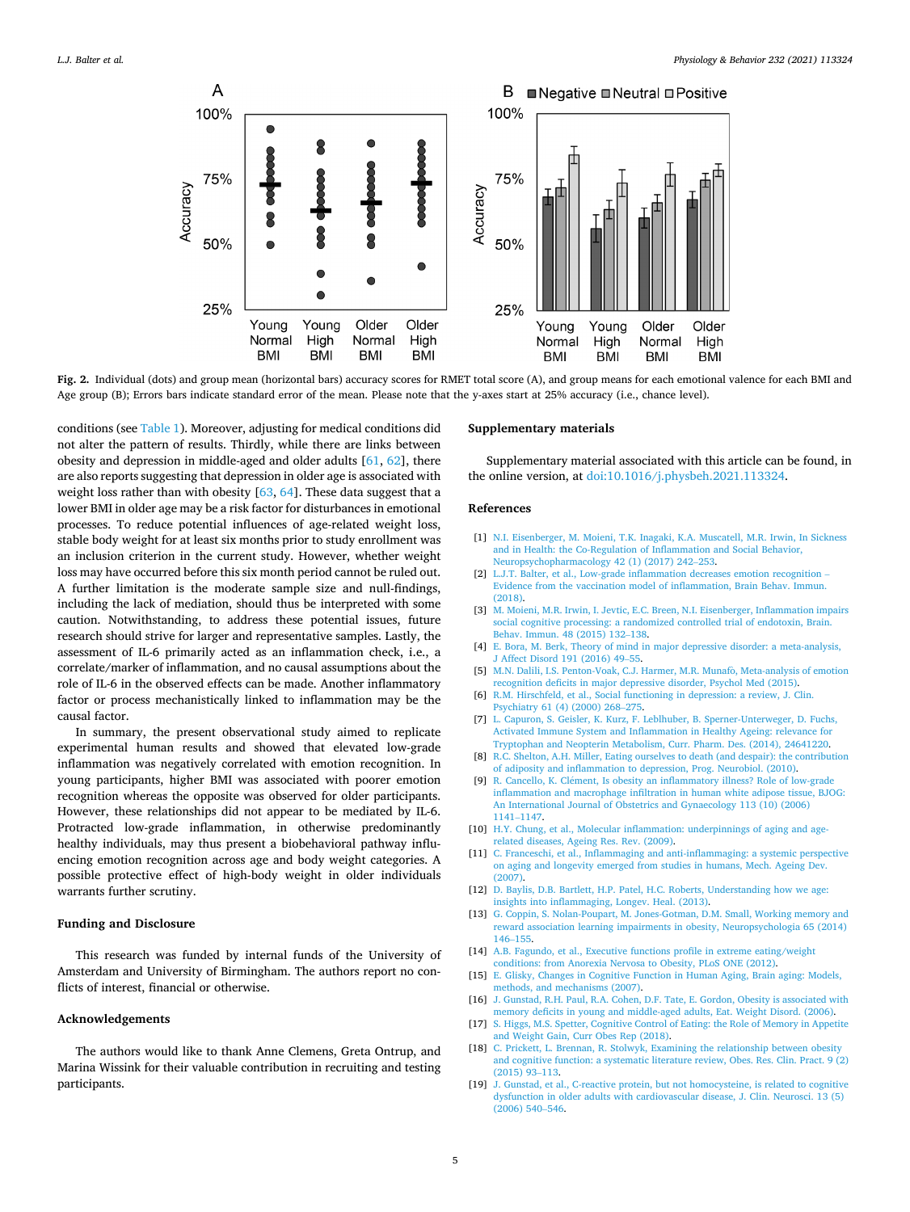**Fig. 2.** Individual (dots) and group mean (horizontal bars) accuracy scores for RMET total score (A), and group means for each emotional valence for each BMI and Age group (B); Errors bars indicate standard error of the mean. Please note that the y-axes start at 25% accuracy (i.e., chance level).

conditions (see Table 1). Moreover, adjusting for medical conditions did not alter the pattern of results. Thirdly, while there are links between obesity and depression in middle-aged and older adults [61, 62], there are also reports suggesting that depression in older age is associated with weight loss rather than with obesity [63, 64]. These data suggest that a lower BMI in older age may be a risk factor for disturbances in emotional processes. To reduce potential influences of age-related weight loss, stable body weight for at least six months prior to study enrollment was an inclusion criterion in the current study. However, whether weight loss may have occurred before this six month period cannot be ruled out. A further limitation is the moderate sample size and null-findings, including the lack of mediation, should thus be interpreted with some caution. Notwithstanding, to address these potential issues, future research should strive for larger and representative samples. Lastly, the assessment of IL-6 primarily acted as an inflammation check, i.e., a correlate/marker of inflammation, and no causal assumptions about the role of IL-6 in the observed effects can be made. Another inflammatory factor or process mechanistically linked to inflammation may be the causal factor.

In summary, the present observational study aimed to replicate experimental human results and showed that elevated low-grade inflammation was negatively correlated with emotion recognition. In young participants, higher BMI was associated with poorer emotion recognition whereas the opposite was observed for older participants. However, these relationships did not appear to be mediated by IL-6. Protracted low-grade inflammation, in otherwise predominantly healthy individuals, may thus present a biobehavioral pathway influencing emotion recognition across age and body weight categories. A possible protective effect of high-body weight in older individuals warrants further scrutiny.

## Funding and Disclosure

This research was funded by internal funds of the University of Amsterdam and University of Birmingham. The authors report no conflicts of interest, financial or otherwise.

## Acknowledgements

The authors would like to thank Anne Clemens, Greta Ontrup, and Marina Wissink for their valuable contribution in recruiting and testing participants.

## Supplementary materials

Supplementary material associated with this article can be found, in the online version, at doi:10.1016/j.physbeh.2021.113324.

## References

[1] N.I. Eisenberger, M. Moieni, T.K. Inagaki, K.A. Muscatell, M.R. Irwin, In Sickness and in Health: the Co-Regulation of Inflammation and Social Behavior, Neuropsychopharmacology 42 (1) (2017) 242–253.

[2] L.J.T. Balter, et al., Low-grade inflammation decreases emotion recognition – Evidence from the vaccination model of inflammation, Brain Behav. Immun. (2018).

[3] M. Moieni, M.R. Irwin, I. Jevtic, E.C. Breen, N.I. Eisenberger, Inflammation impairs social cognitive processing: a randomized controlled trial of endotoxin, Brain. Behav. Immun. 48 (2015) 132–138.

[4] E. Bora, M. Berk, Theory of mind in major depressive disorder: a meta-analysis, J Affect Disord 191 (2016) 49–55.

[5] M.N. Dalili, I.S. Penton-Voak, C.J. Harmer, M.R. Munafò, Meta-analysis of emotion recognition deficits in major depressive disorder, Psychol Med (2015).

[6] R.M. Hirschfeld, et al., Social functioning in depression: a review, J. Clin. Psychiatry 61 (4) (2000) 268–275.

[7] L. Capuron, S. Geisler, K. Kurz, F. Leblhuber, B. Sperner-Unterweger, D. Fuchs, Activated Immune System and Inflammation in Healthy Ageing: relevance for Tryptophan and Neopterin Metabolism, Curr. Pharm. Des. (2014), 24641220.

[8] R.C. Shelton, A.H. Miller, Eating ourselves to death (and despair): the contribution of adiposity and inflammation to depression, Prog. Neurobiol. (2010).

[9] R. Cancello, K. Clément, Is obesity an inflammatory illness? Role of low-grade inflammation and macrophage infiltration in human white adipose tissue, BJOG: An International Journal of Obstetrics and Gynaecology 113 (10) (2006) 1141–1147.

[10] H.Y. Chung, et al., Molecular inflammation: underpinnings of aging and age-related diseases, Ageing Res. Rev. (2009).

[11] C. Franceschi, et al., Inflammaging and anti-inflammaging: a systemic perspective on aging and longevity emerged from studies in humans, Mech. Ageing Dev. (2007).

[12] D. Baylis, D.B. Bartlett, H.P. Patel, H.C. Roberts, Understanding how we age: insights into inflammaging, Longev. Heal. (2013).

[13] G. Coppin, S. Nolan-Poupart, M. Jones-Gotman, D.M. Small, Working memory and reward association learning impairments in obesity, Neuropsychologia 65 (2014) 146–155.

[14] A.B. Fagundo, et al., Executive functions profile in extreme eating/weight conditions: from Anorexia Nervosa to Obesity, PLoS ONE (2012).

[15] E. Glisky, Changes in Cognitive Function in Human Aging, Brain aging: Models, methods, and mechanisms (2007).

[16] J. Gunstad, R.H. Paul, R.A. Cohen, D.F. Tate, E. Gordon, Obesity is associated with memory deficits in young and middle-aged adults, Eat. Weight Disord. (2006).

[17] S. Higgs, M.S. Spetter, Cognitive Control of Eating: the Role of Memory in Appetite and Weight Gain, Curr Obes Rep (2018).

[18] C. Prickett, L. Brennan, R. Stolwyk, Examining the relationship between obesity and cognitive function: a systematic literature review, Obes. Res. Clin. Pract. 9 (2) (2015) 93–113.

[19] J. Gunstad, et al., C-reactive protein, but not homocysteine, is related to cognitive dysfunction in older adults with cardiovascular disease, J. Clin. Neurosci. 13 (5) (2006) 540–546.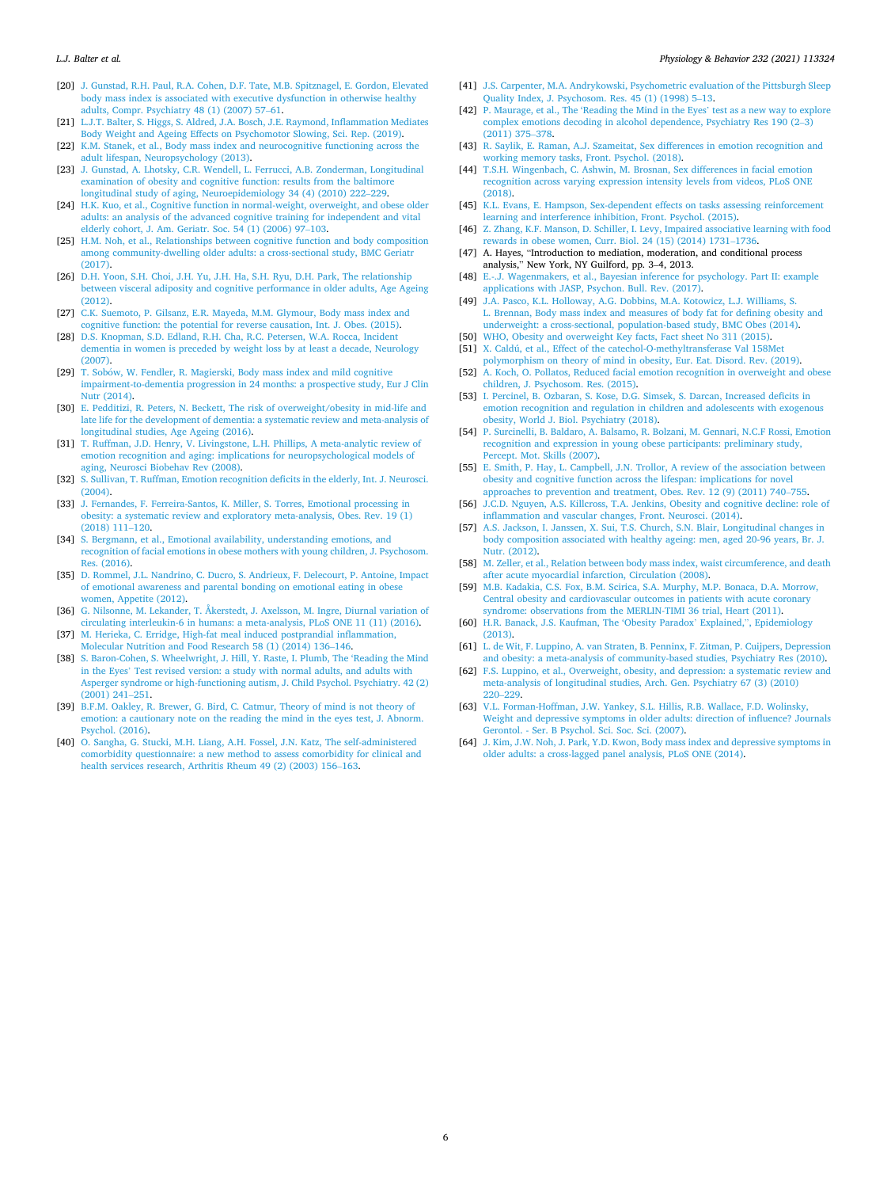[20] J. Gunstad, R.H. Paul, R.A. Cohen, D.F. Tate, M.B. Spitznagel, E. Gordon, Elevated body mass index is associated with executive dysfunction in otherwise healthy adults, Compr. Psychiatry 48 (1) (2007) 57–61.

[21] L.J.T. Balter, S. Higgs, S. Aldred, J.A. Bosch, J.E. Raymond, Inflammation Mediates Body Weight and Ageing Effects on Psychomotor Slowing, Sci. Rep. (2019).

[22] K.M. Stanek, et al., Body mass index and neurocognitive functioning across the adult lifespan, Neuropsychology (2013).

[23] J. Gunstad, A. Lhotsky, C.R. Wendell, L. Ferrucci, A.B. Zonderman, Longitudinal examination of obesity and cognitive function: results from the baltimore longitudinal study of aging, Neuroepidemiology 34 (4) (2010) 222–229.

[24] H.K. Kuo, et al., Cognitive function in normal-weight, overweight, and obese older adults: an analysis of the advanced cognitive training for independent and vital elderly cohort, J. Am. Geriatr. Soc. 54 (1) (2006) 97–103.

[25] H.M. Noh, et al., Relationships between cognitive function and body composition among community-dwelling older adults: a cross-sectional study, BMC Geriatr (2017).

[26] D.H. Yoon, S.H. Choi, J.H. Yu, J.H. Ha, S.H. Ryu, D.H. Park, The relationship between visceral adiposity and cognitive performance in older adults, Age Ageing (2012).

[27] C.K. Suemoto, P. Gilsanz, E.R. Mayeda, M.M. Glymour, Body mass index and cognitive function: the potential for reverse causation, Int. J. Obes. (2015).

[28] D.S. Knopman, S.D. Edland, R.H. Cha, R.C. Petersen, W.A. Rocca, Incident dementia in women is preceded by weight loss by at least a decade, Neurology (2007).

[29] T. Sobów, W. Fendler, R. Magierski, Body mass index and mild cognitive impairment-to-dementia progression in 24 months: a prospective study, Eur J Clin Nutr (2014).

[30] E. Pedditizi, R. Peters, N. Beckett, The risk of overweight/obesity in mid-life and late life for the development of dementia: a systematic review and meta-analysis of longitudinal studies, Age Ageing (2016).

[31] T. Ruffman, J.D. Henry, V. Livingstone, L.H. Phillips, A meta-analytic review of emotion recognition and aging: implications for neuropsychological models of aging, Neurosci Biobehav Rev (2008).

[32] S. Sullivan, T. Ruffman, Emotion recognition deficits in the elderly, Int. J. Neurosci. (2004).

[33] J. Fernandes, F. Ferreira-Santos, K. Miller, S. Torres, Emotional processing in obesity: a systematic review and exploratory meta-analysis, Obes. Rev. 19 (1) (2018) 111–120.

[34] S. Bergmann, et al., Emotional availability, understanding emotions, and recognition of facial emotions in obese mothers with young children, J. Psychosom. Res. (2016).

[35] D. Rommel, J.L. Nandrino, C. Ducro, S. Andrieux, F. Delecourt, P. Antoine, Impact of emotional awareness and parental bonding on emotional eating in obese women, Appetite (2012).

[36] G. Nilsonne, M. Lekander, T. Åkerstedt, J. Axelsson, M. Ingre, Diurnal variation of circulating interleukin-6 in humans: a meta-analysis, PLoS ONE 11 (11) (2016).

[37] M. Herieka, C. Erridge, High-fat meal induced postprandial inflammation, Molecular Nutrition and Food Research 58 (1) (2014) 136–146.

[38] S. Baron-Cohen, S. Wheelwright, J. Hill, Y. Raste, I. Plumb, The 'Reading the Mind in the Eyes' Test revised version: a study with normal adults, and adults with Asperger syndrome or high-functioning autism, J. Child Psychol. Psychiatry. 42 (2) (2001) 241–251.

[39] B.F.M. Oakley, R. Brewer, G. Bird, C. Catmur, Theory of mind is not theory of emotion: a cautionary note on the reading the mind in the eyes test, J. Abnorm. Psychol. (2016).

[40] O. Sangha, G. Stucki, M.H. Liang, A.H. Fossel, J.N. Katz, The self-administered comorbidity questionnaire: a new method to assess comorbidity for clinical and health services research, Arthritis Rheum 49 (2) (2003) 156–163.

[41] J.S. Carpenter, M.A. Andrykowski, Psychometric evaluation of the Pittsburgh Sleep Quality Index, J. Psychosom. Res. 45 (1) (1998) 5–13.

[42] P. Maurage, et al., The 'Reading the Mind in the Eyes' test as a new way to explore complex emotions decoding in alcohol dependence, Psychiatry Res 190 (2–3) (2011) 375–378.

[43] R. Saylik, E. Raman, A.J. Szameitat, Sex differences in emotion recognition and working memory tasks, Front. Psychol. (2018).

[44] T.S.H. Wingenbach, C. Ashwin, M. Brosnan, Sex differences in facial emotion recognition across varying expression intensity levels from videos, PLoS ONE (2018).

[45] K.L. Evans, E. Hampson, Sex-dependent effects on tasks assessing reinforcement learning and interference inhibition, Front. Psychol. (2015).

[46] Z. Zhang, K.F. Manson, D. Schiller, I. Levy, Impaired associative learning with food rewards in obese women, Curr. Biol. 24 (15) (2014) 1731–1736.

[47] A. Hayes, "Introduction to mediation, moderation, and conditional process analysis," New York, NY Guilford, pp. 3–4, 2013.

[48] E.-J. Wagenmakers, et al., Bayesian inference for psychology. Part II: example applications with JASP, Psychon. Bull. Rev. (2017).

[49] J.A. Pasco, K.L. Holloway, A.G. Dobbins, M.A. Kotowicz, L.J. Williams, S. L. Brennan, Body mass index and measures of body fat for defining obesity and underweight: a cross-sectional, population-based study, BMC Obes (2014).

[50] WHO, Obesity and overweight Key facts, Fact sheet No 311 (2015).

[51] X. Caldú, et al., Effect of the catechol-O-methyltransferase Val 158Met polymorphism on theory of mind in obesity, Eur. Eat. Disord. Rev. (2019).

[52] A. Koch, O. Pollatos, Reduced facial emotion recognition in overweight and obese children, J. Psychosom. Res. (2015).

[53] I. Percinel, B. Ozbaran, S. Kose, D.G. Simsek, S. Darcan, Increased deficits in emotion recognition and regulation in children and adolescents with exogenous obesity, World J. Biol. Psychiatry (2018).

[54] P. Surcinelli, B. Baldaro, A. Balsamo, R. Bolzani, M. Gennari, N.C.F Rossi, Emotion recognition and expression in young obese participants: preliminary study, Percept. Mot. Skills (2007).

[55] E. Smith, P. Hay, L. Campbell, J.N. Trollor, A review of the association between obesity and cognitive function across the lifespan: implications for novel approaches to prevention and treatment, Obes. Rev. 12 (9) (2011) 740–755.

[56] J.C.D. Nguyen, A.S. Killcross, T.A. Jenkins, Obesity and cognitive decline: role of inflammation and vascular changes, Front. Neurosci. (2014).

[57] A.S. Jackson, I. Janssen, X. Sui, T.S. Church, S.N. Blair, Longitudinal changes in body composition associated with healthy ageing: men, aged 20-96 years, Br. J. Nutr. (2012).

[58] M. Zeller, et al., Relation between body mass index, waist circumference, and death after acute myocardial infarction, Circulation (2008).

[59] M.B. Kadakia, C.S. Fox, B.M. Scirica, S.A. Murphy, M.P. Bonaca, D.A. Morrow, Central obesity and cardiovascular outcomes in patients with acute coronary syndrome: observations from the MERLIN-TIMI 36 trial, Heart (2011).

[60] H.R. Banack, J.S. Kaufman, The 'Obesity Paradox' Explained,", Epidemiology (2013).

[61] L. de Wit, F. Luppino, A. van Straten, B. Penninx, F. Zitman, P. Cuijpers, Depression and obesity: a meta-analysis of community-based studies, Psychiatry Res (2010).

[62] F.S. Luppino, et al., Overweight, obesity, and depression: a systematic review and meta-analysis of longitudinal studies, Arch. Gen. Psychiatry 67 (3) (2010) 220–229.

[63] V.L. Forman-Hoffman, J.W. Yankey, S.L. Hillis, R.B. Wallace, F.D. Wolinsky, Weight and depressive symptoms in older adults: direction of influence? Journals Gerontol. - Ser. B Psychol. Sci. Soc. Sci. (2007).

[64] J. Kim, J.W. Noh, J. Park, Y.D. Kwon, Body mass index and depressive symptoms in older adults: a cross-lagged panel analysis, PLoS ONE (2014).